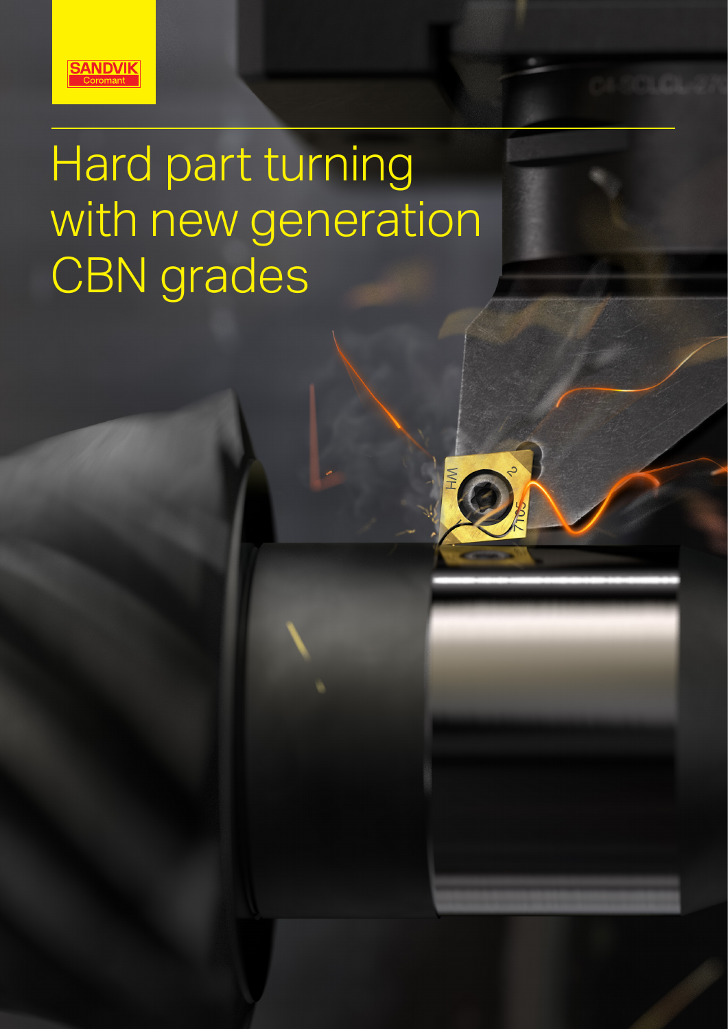SANDVIK
Coromant

# Hard part turning with new generation CBN grades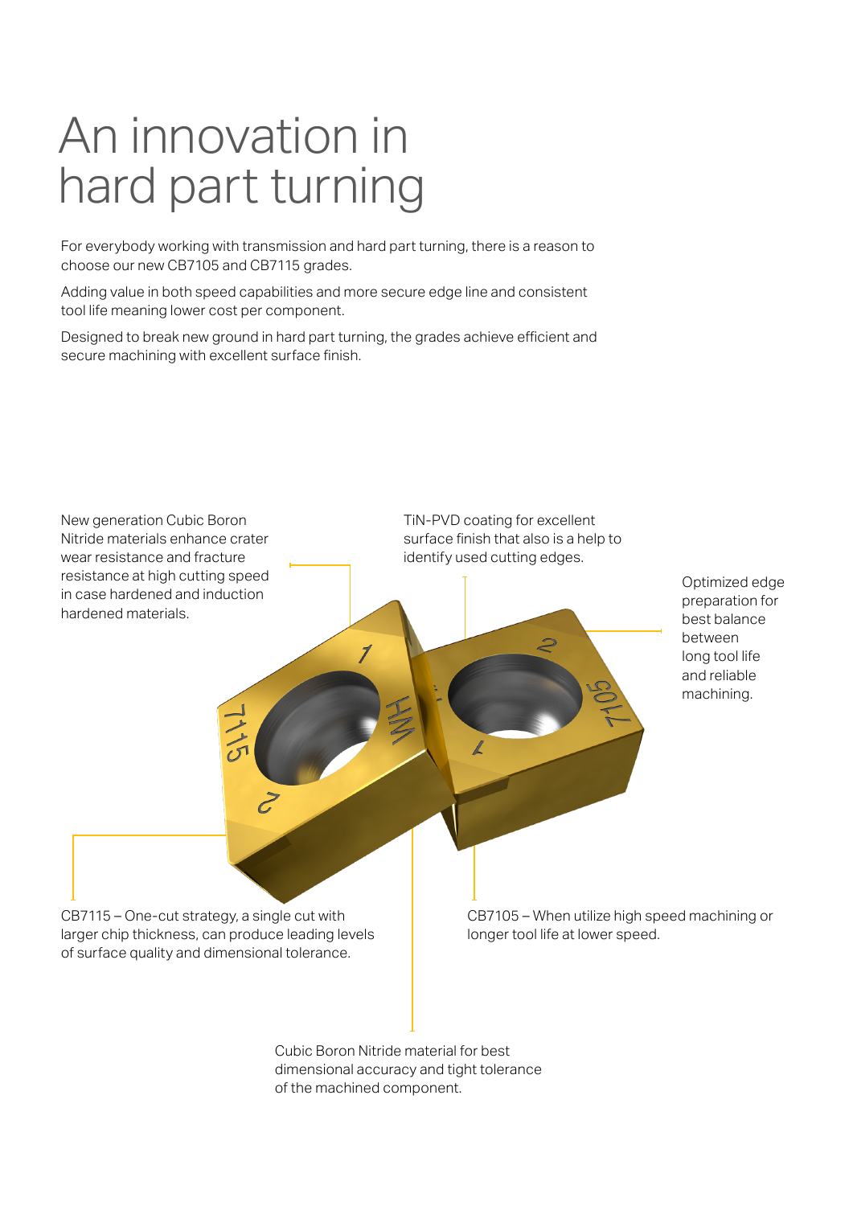# An innovation in hard part turning

For everybody working with transmission and hard part turning, there is a reason to choose our new CB7105 and CB7115 grades.

Adding value in both speed capabilities and more secure edge line and consistent tool life meaning lower cost per component.

Designed to break new ground in hard part turning, the grades achieve efficient and secure machining with excellent surface finish.

New generation Cubic Boron Nitride materials enhance crater wear resistance and fracture resistance at high cutting speed in case hardened and induction hardened materials.

TiN-PVD coating for excellent surface finish that also is a help to identify used cutting edges.

Optimized edge preparation for best balance between long tool life and reliable machining.

CB7115 – One-cut strategy, a single cut with larger chip thickness, can produce leading levels of surface quality and dimensional tolerance.

CB7105 – When utilize high speed machining or longer tool life at lower speed.

Cubic Boron Nitride material for best dimensional accuracy and tight tolerance of the machined component.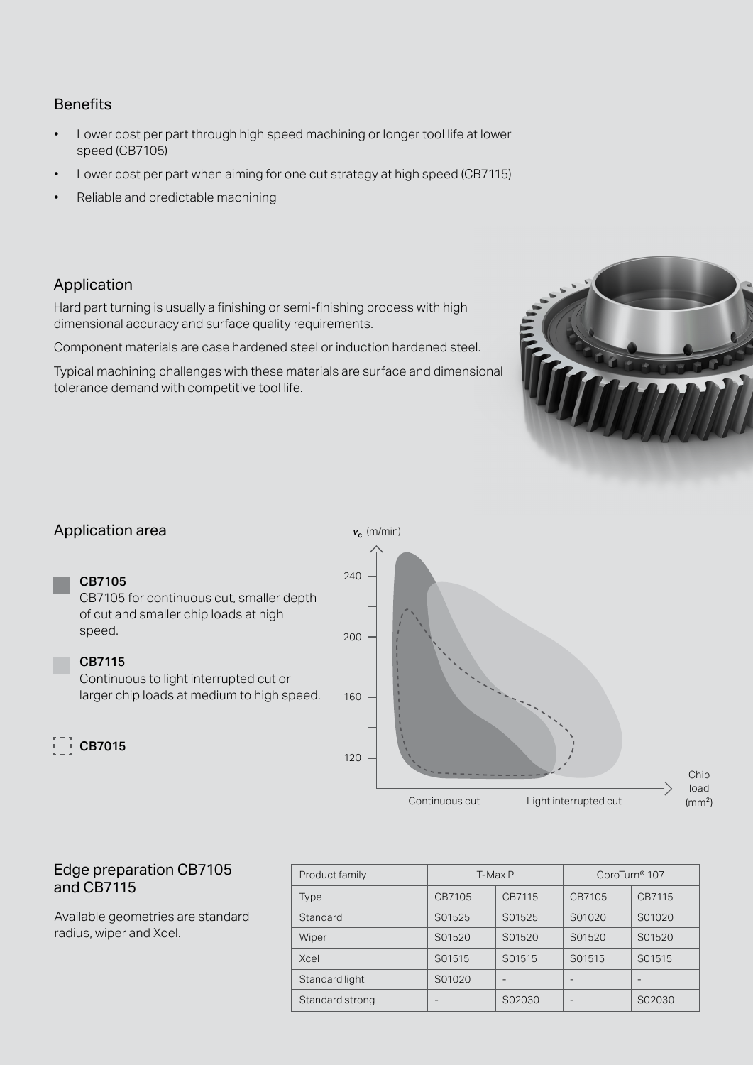## Benefits

- Lower cost per part through high speed machining or longer tool life at lower speed (CB7105)
- Lower cost per part when aiming for one cut strategy at high speed (CB7115)
- Reliable and predictable machining

## Application

Hard part turning is usually a finishing or semi-finishing process with high dimensional accuracy and surface quality requirements.

Component materials are case hardened steel or induction hardened steel.

Typical machining challenges with these materials are surface and dimensional tolerance demand with competitive tool life.

## Application area

**CB7105**
CB7105 for continuous cut, smaller depth of cut and smaller chip loads at high speed.

**CB7115**
Continuous to light interrupted cut or larger chip loads at medium to high speed.

**CB7015**

$v_c$ (m/min)

240

200

160

120

Continuous cut    Light interrupted cut    Chip load (mm²)

## Edge preparation CB7105 and CB7115

Available geometries are standard radius, wiper and Xcel.

| Product family | T-Max P | | CoroTurn® 107 | |
|---|---|---|---|---|
| Type | CB7105 | CB7115 | CB7105 | CB7115 |
| Standard | S01525 | S01525 | S01020 | S01020 |
| Wiper | S01520 | S01520 | S01520 | S01520 |
| Xcel | S01515 | S01515 | S01515 | S01515 |
| Standard light | S01020 | - | - | - |
| Standard strong | - | S02030 | - | S02030 |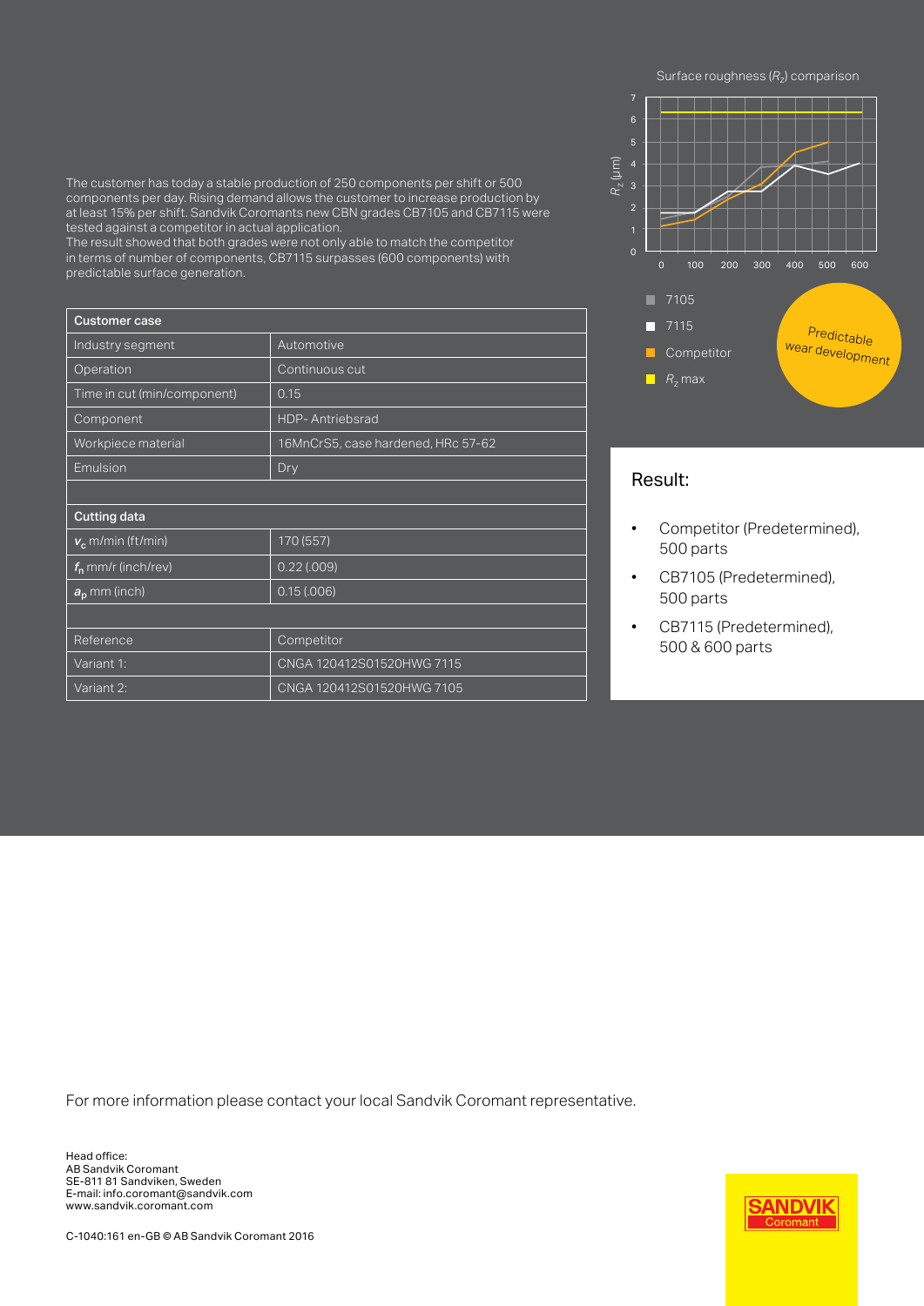The customer has today a stable production of 250 components per shift or 500 components per day. Rising demand allows the customer to increase production by at least 15% per shift. Sandvik Coromants new CBN grades CB7105 and CB7115 were tested against a competitor in actual application.
The result showed that both grades were not only able to match the competitor in terms of number of components, CB7115 surpasses (600 components) with predictable surface generation.

Surface roughness ($R_z$) comparison

$R_z$ (µm)

7
6
5
4
3
2
1
0

0 100 200 300 400 500 600

7105
7115
Competitor
$R_z$ max

Predictable wear development

| Customer case | |
|---|---|
| Industry segment | Automotive |
| Operation | Continuous cut |
| Time in cut (min/component) | 0.15 |
| Component | HDP- Antriebsrad |
| Workpiece material | 16MnCrS5, case hardened, HRc 57-62 |
| Emulsion | Dry |
| | |
| **Cutting data** | |
| $v_c$ m/min (ft/min) | 170 (557) |
| $f_n$ mm/r (inch/rev) | 0.22 (.009) |
| $a_p$ mm (inch) | 0.15 (.006) |
| | |
| Reference | Competitor |
| Variant 1: | CNGA 120412S01520HWG 7115 |
| Variant 2: | CNGA 120412S01520HWG 7105 |

## Result:

- Competitor (Predetermined), 500 parts
- CB7105 (Predetermined), 500 parts
- CB7115 (Predetermined), 500 & 600 parts

For more information please contact your local Sandvik Coromant representative.

Head office:
AB Sandvik Coromant
SE-811 81 Sandviken, Sweden
E-mail: info.coromant@sandvik.com
www.sandvik.coromant.com

C-1040:161 en-GB © AB Sandvik Coromant 2016

SANDVIK
Coromant